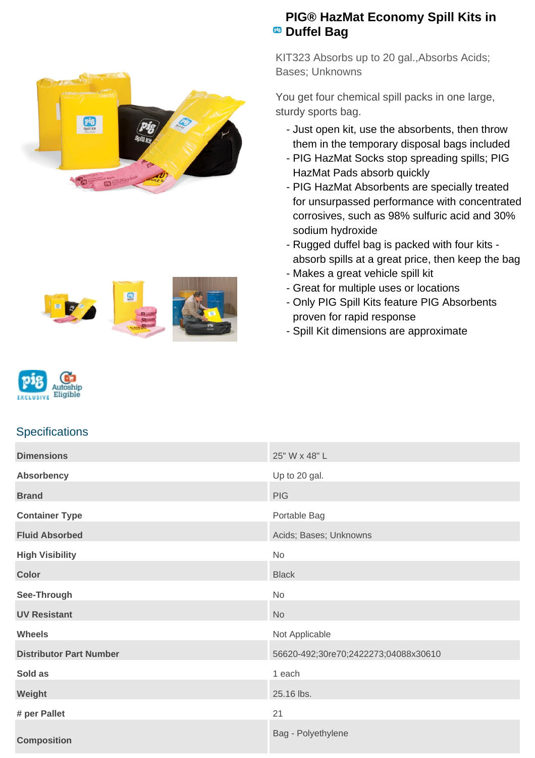# PIG® HazMat Economy Spill Kits in Duffel Bag

KIT323 Absorbs up to 20 gal.,Absorbs Acids; Bases; Unknowns

You get four chemical spill packs in one large, sturdy sports bag.

- Just open kit, use the absorbents, then throw them in the temporary disposal bags included
- PIG HazMat Socks stop spreading spills; PIG HazMat Pads absorb quickly
- PIG HazMat Absorbents are specially treated for unsurpassed performance with concentrated corrosives, such as 98% sulfuric acid and 30% sodium hydroxide
- Rugged duffel bag is packed with four kits - absorb spills at a great price, then keep the bag
- Makes a great vehicle spill kit
- Great for multiple uses or locations
- Only PIG Spill Kits feature PIG Absorbents proven for rapid response
- Spill Kit dimensions are approximate

## Specifications

| | |
|---|---|
| **Dimensions** | 25" W x 48" L |
| **Absorbency** | Up to 20 gal. |
| **Brand** | PIG |
| **Container Type** | Portable Bag |
| **Fluid Absorbed** | Acids; Bases; Unknowns |
| **High Visibility** | No |
| **Color** | Black |
| **See-Through** | No |
| **UV Resistant** | No |
| **Wheels** | Not Applicable |
| **Distributor Part Number** | 56620-492;30re70;2422273;04088x30610 |
| **Sold as** | 1 each |
| **Weight** | 25.16 lbs. |
| **# per Pallet** | 21 |
| **Composition** | Bag - Polyethylene |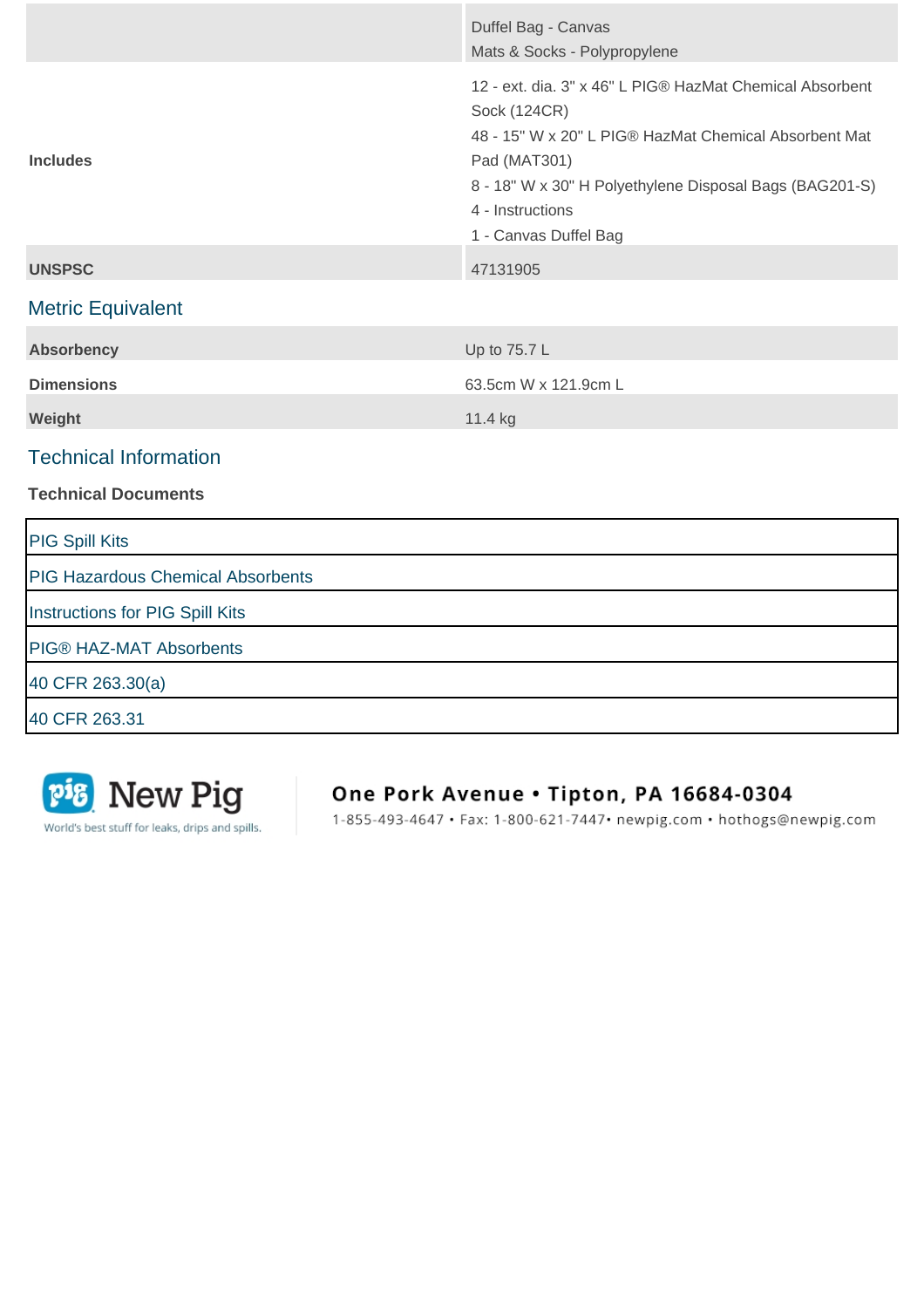| | |
|---|---|
| | Duffel Bag - Canvas<br>Mats & Socks - Polypropylene |
| **Includes** | 12 - ext. dia. 3" x 46" L PIG® HazMat Chemical Absorbent Sock (124CR)<br>48 - 15" W x 20" L PIG® HazMat Chemical Absorbent Mat Pad (MAT301)<br>8 - 18" W x 30" H Polyethylene Disposal Bags (BAG201-S)<br>4 - Instructions<br>1 - Canvas Duffel Bag |
| **UNSPSC** | 47131905 |

## Metric Equivalent

| | |
|---|---|
| **Absorbency** | Up to 75.7 L |
| **Dimensions** | 63.5cm W x 121.9cm L |
| **Weight** | 11.4 kg |

## Technical Information

### Technical Documents

| |
|---|
| PIG Spill Kits |
| PIG Hazardous Chemical Absorbents |
| Instructions for PIG Spill Kits |
| PIG® HAZ-MAT Absorbents |
| 40 CFR 263.30(a) |
| 40 CFR 263.31 |

New Pig
World's best stuff for leaks, drips and spills.

**One Pork Avenue • Tipton, PA 16684-0304**
1-855-493-4647 • Fax: 1-800-621-7447• newpig.com • hothogs@newpig.com